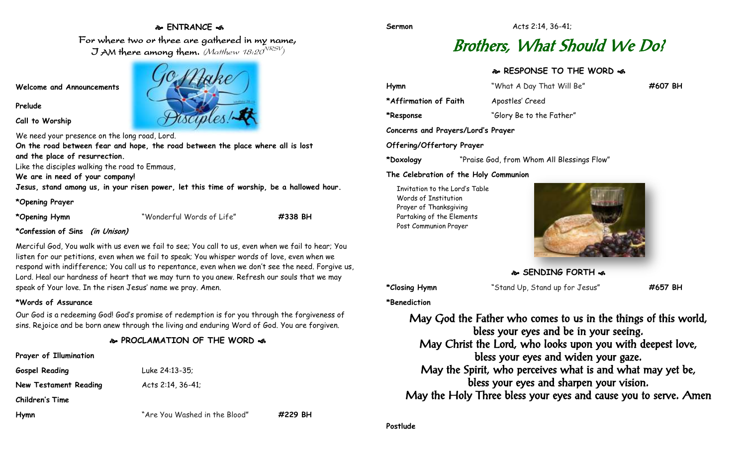## ❧ ENTRANCE ☙

For where two or three are gathered in my name,
I AM there among them. *(Matthew 18:20 NRSV)*

**Welcome and Announcements**

**Prelude**

**Call to Worship**

We need your presence on the long road, Lord.
**On the road between fear and hope, the road between the place where all is lost and the place of resurrection.**
Like the disciples walking the road to Emmaus,
**We are in need of your company!**
**Jesus, stand among us, in your risen power, let this time of worship, be a hallowed hour.**

**\*Opening Prayer**

**\*Opening Hymn** "Wonderful Words of Life" **#338 BH**

**\*Confession of Sins** ***(in Unison)***

Merciful God, You walk with us even we fail to see; You call to us, even when we fail to hear; You listen for our petitions, even when we fail to speak; You whisper words of love, even when we respond with indifference; You call us to repentance, even when we don't see the need. Forgive us, Lord. Heal our hardness of heart that we may turn to You anew. Refresh our souls that we may speak of Your love. In the risen Jesus' name we pray. Amen.

**\*Words of Assurance**

Our God is a redeeming God! God's promise of redemption is for you through the forgiveness of sins. Rejoice and be born anew through the living and enduring Word of God. You are forgiven.

## ❧ PROCLAMATION OF THE WORD ☙

**Prayer of Illumination**

**Gospel Reading** Luke 24:13-35;

**New Testament Reading** Acts 2:14, 36-41;

**Children's Time**

**Hymn** "Are You Washed in the Blood" **#229 BH**

**Sermon** Acts 2:14, 36-41;

# *Brothers, What Should We Do?*

## ❧ RESPONSE TO THE WORD ☙

**Hymn** "What A Day That Will Be" **#607 BH**

**\*Affirmation of Faith** Apostles' Creed

**\*Response** "Glory Be to the Father"

**Concerns and Prayers/Lord's Prayer**

**Offering/Offertory Prayer**

**\*Doxology** "Praise God, from Whom All Blessings Flow"

**The Celebration of the Holy Communion**

Invitation to the Lord's Table
Words of Institution
Prayer of Thanksgiving
Partaking of the Elements
Post Communion Prayer

## ❧ SENDING FORTH ☙

**\*Closing Hymn** "Stand Up, Stand up for Jesus" **#657 BH**

**\*Benediction**

May God the Father who comes to us in the things of this world,
bless your eyes and be in your seeing.
May Christ the Lord, who looks upon you with deepest love,
bless your eyes and widen your gaze.
May the Spirit, who perceives what is and what may yet be,
bless your eyes and sharpen your vision.
May the Holy Three bless your eyes and cause you to serve. Amen

**Postlude**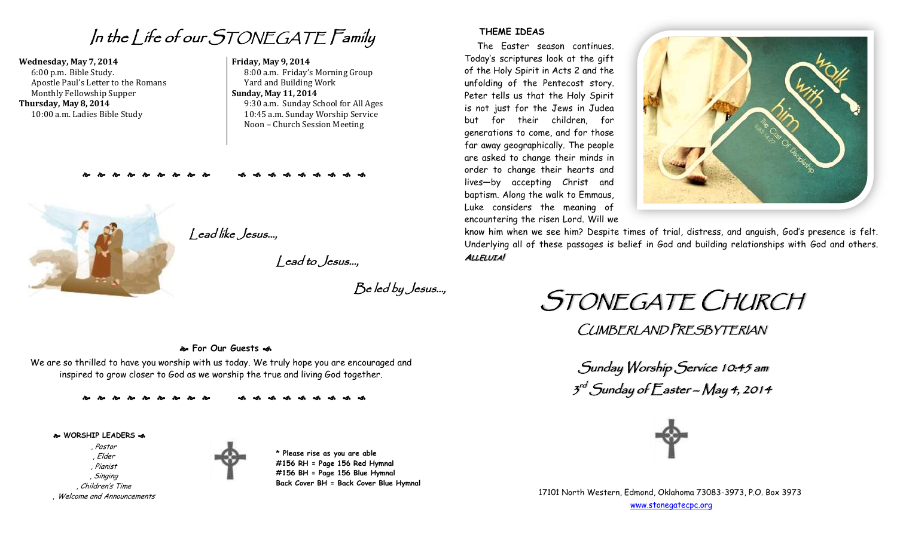# In the Life of our STONEGATE Family

**Wednesday, May 7, 2014**
6:00 p.m. Bible Study.
Apostle Paul's Letter to the Romans
Monthly Fellowship Supper

**Thursday, May 8, 2014**
10:00 a.m. Ladies Bible Study

**Friday, May 9, 2014**
8:00 a.m. Friday's Morning Group
Yard and Building Work

**Sunday, May 11, 2014**
9:30 a.m. Sunday School for All Ages
10:45 a.m. Sunday Worship Service
Noon – Church Session Meeting

*Lead like Jesus...,*

*Lead to Jesus...,*

*Be led by Jesus...,*

**For Our Guests**

We are so thrilled to have you worship with us today. We truly hope you are encouraged and inspired to grow closer to God as we worship the true and living God together.

**WORSHIP LEADERS**

*, Pastor*
*, Elder*
*, Pianist*
*, Singing*
*, Children's Time*
*, Welcome and Announcements*

**\* Please rise as you are able**
**#156 RH = Page 156 Red Hymnal**
**#156 BH = Page 156 Blue Hymnal**
**Back Cover BH = Back Cover Blue Hymnal**

**THEME IDEAS**

The Easter season continues. Today's scriptures look at the gift of the Holy Spirit in Acts 2 and the unfolding of the Pentecost story. Peter tells us that the Holy Spirit is not just for the Jews in Judea but for their children, for generations to come, and for those far away geographically. The people are asked to change their minds in order to change their hearts and lives—by accepting Christ and baptism. Along the walk to Emmaus, Luke considers the meaning of encountering the risen Lord. Will we know him when we see him? Despite times of trial, distress, and anguish, God's presence is felt. Underlying all of these passages is belief in God and building relationships with God and others. ***ALLELUIA!***

# STONEGATE CHURCH

## CUMBERLAND PRESBYTERIAN

*Sunday Worship Service 10:45 am*

*3rd Sunday of Easter – May 4, 2014*

17101 North Western, Edmond, Oklahoma 73083-3973, P.O. Box 3973
www.stonegatecpc.org